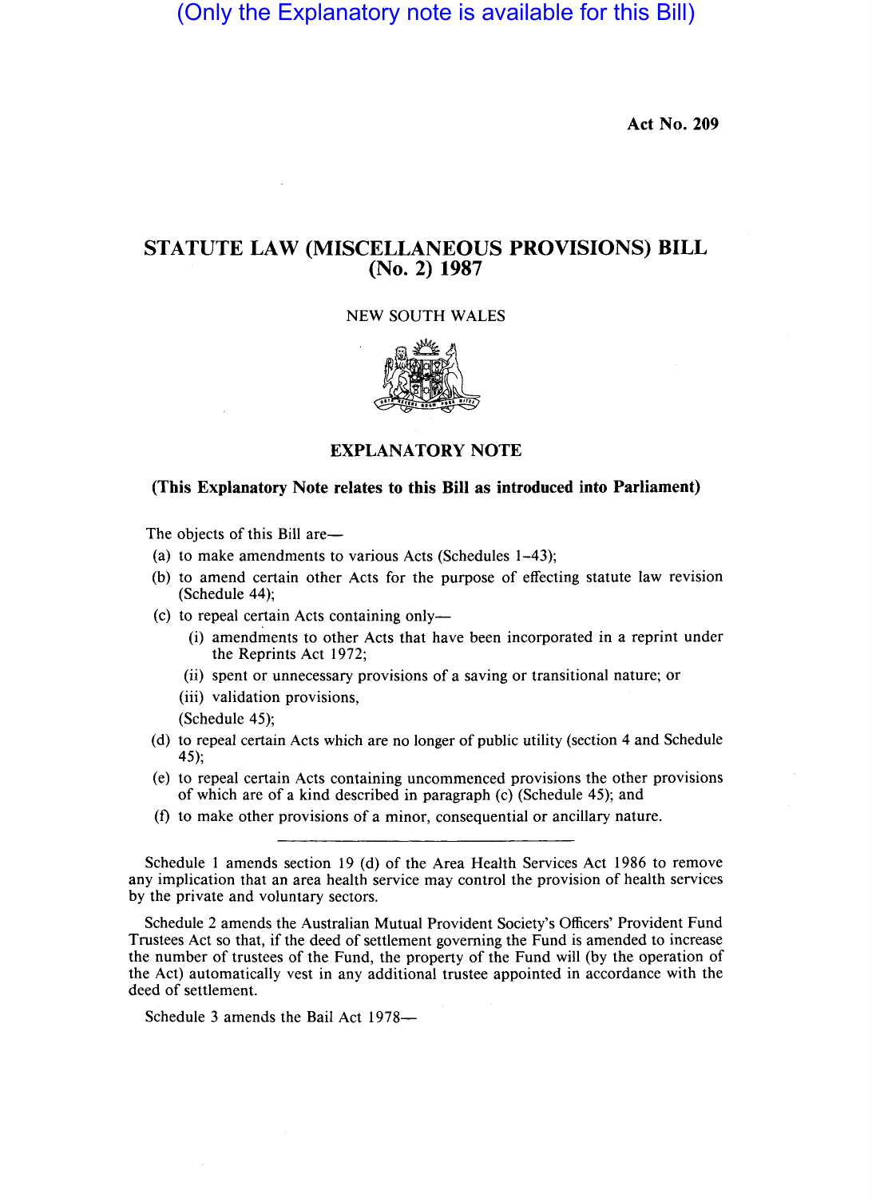(Only the Explanatory note is available for this Bill)

**Act No. 209**

# STATUTE LAW (MISCELLANEOUS PROVISIONS) BILL (No. 2) 1987

NEW SOUTH WALES

## EXPLANATORY NOTE

**(This Explanatory Note relates to this Bill as introduced into Parliament)**

The objects of this Bill are—

(a) to make amendments to various Acts (Schedules 1–43);

(b) to amend certain other Acts for the purpose of effecting statute law revision (Schedule 44);

(c) to repeal certain Acts containing only—

   (i) amendments to other Acts that have been incorporated in a reprint under the Reprints Act 1972;

   (ii) spent or unnecessary provisions of a saving or transitional nature; or

   (iii) validation provisions,

   (Schedule 45);

(d) to repeal certain Acts which are no longer of public utility (section 4 and Schedule 45);

(e) to repeal certain Acts containing uncommenced provisions the other provisions of which are of a kind described in paragraph (c) (Schedule 45); and

(f) to make other provisions of a minor, consequential or ancillary nature.

---

Schedule 1 amends section 19 (d) of the Area Health Services Act 1986 to remove any implication that an area health service may control the provision of health services by the private and voluntary sectors.

Schedule 2 amends the Australian Mutual Provident Society's Officers' Provident Fund Trustees Act so that, if the deed of settlement governing the Fund is amended to increase the number of trustees of the Fund, the property of the Fund will (by the operation of the Act) automatically vest in any additional trustee appointed in accordance with the deed of settlement.

Schedule 3 amends the Bail Act 1978—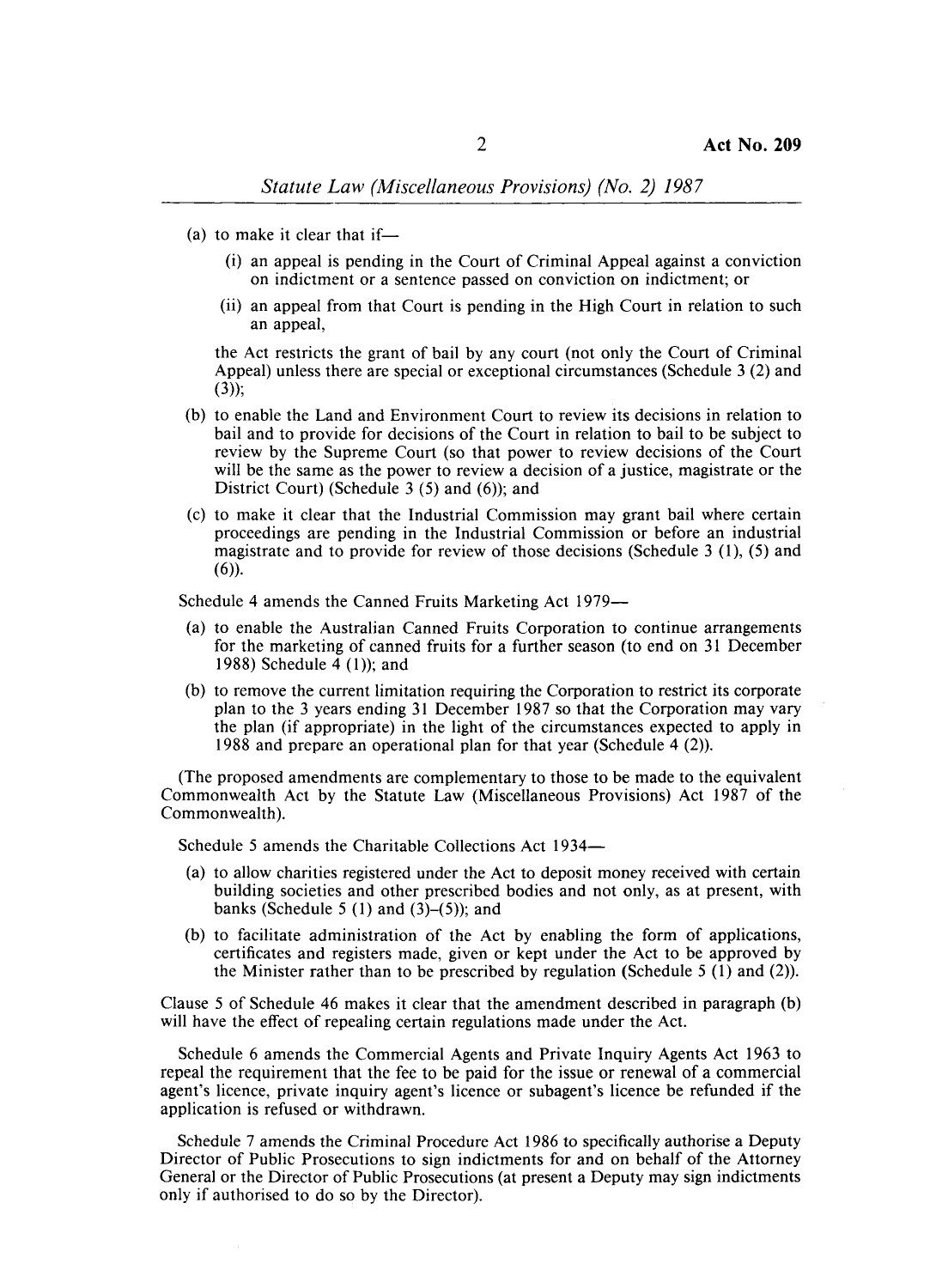(a) to make it clear that if—

  (i) an appeal is pending in the Court of Criminal Appeal against a conviction on indictment or a sentence passed on conviction on indictment; or

  (ii) an appeal from that Court is pending in the High Court in relation to such an appeal,

  the Act restricts the grant of bail by any court (not only the Court of Criminal Appeal) unless there are special or exceptional circumstances (Schedule 3 (2) and (3));

(b) to enable the Land and Environment Court to review its decisions in relation to bail and to provide for decisions of the Court in relation to bail to be subject to review by the Supreme Court (so that power to review decisions of the Court will be the same as the power to review a decision of a justice, magistrate or the District Court) (Schedule 3 (5) and (6)); and

(c) to make it clear that the Industrial Commission may grant bail where certain proceedings are pending in the Industrial Commission or before an industrial magistrate and to provide for review of those decisions (Schedule 3 (1), (5) and (6)).

Schedule 4 amends the Canned Fruits Marketing Act 1979—

(a) to enable the Australian Canned Fruits Corporation to continue arrangements for the marketing of canned fruits for a further season (to end on 31 December 1988) Schedule 4 (1)); and

(b) to remove the current limitation requiring the Corporation to restrict its corporate plan to the 3 years ending 31 December 1987 so that the Corporation may vary the plan (if appropriate) in the light of the circumstances expected to apply in 1988 and prepare an operational plan for that year (Schedule 4 (2)).

(The proposed amendments are complementary to those to be made to the equivalent Commonwealth Act by the Statute Law (Miscellaneous Provisions) Act 1987 of the Commonwealth).

Schedule 5 amends the Charitable Collections Act 1934—

(a) to allow charities registered under the Act to deposit money received with certain building societies and other prescribed bodies and not only, as at present, with banks (Schedule 5 (1) and (3)–(5)); and

(b) to facilitate administration of the Act by enabling the form of applications, certificates and registers made, given or kept under the Act to be approved by the Minister rather than to be prescribed by regulation (Schedule 5 (1) and (2)).

Clause 5 of Schedule 46 makes it clear that the amendment described in paragraph (b) will have the effect of repealing certain regulations made under the Act.

Schedule 6 amends the Commercial Agents and Private Inquiry Agents Act 1963 to repeal the requirement that the fee to be paid for the issue or renewal of a commercial agent's licence, private inquiry agent's licence or subagent's licence be refunded if the application is refused or withdrawn.

Schedule 7 amends the Criminal Procedure Act 1986 to specifically authorise a Deputy Director of Public Prosecutions to sign indictments for and on behalf of the Attorney General or the Director of Public Prosecutions (at present a Deputy may sign indictments only if authorised to do so by the Director).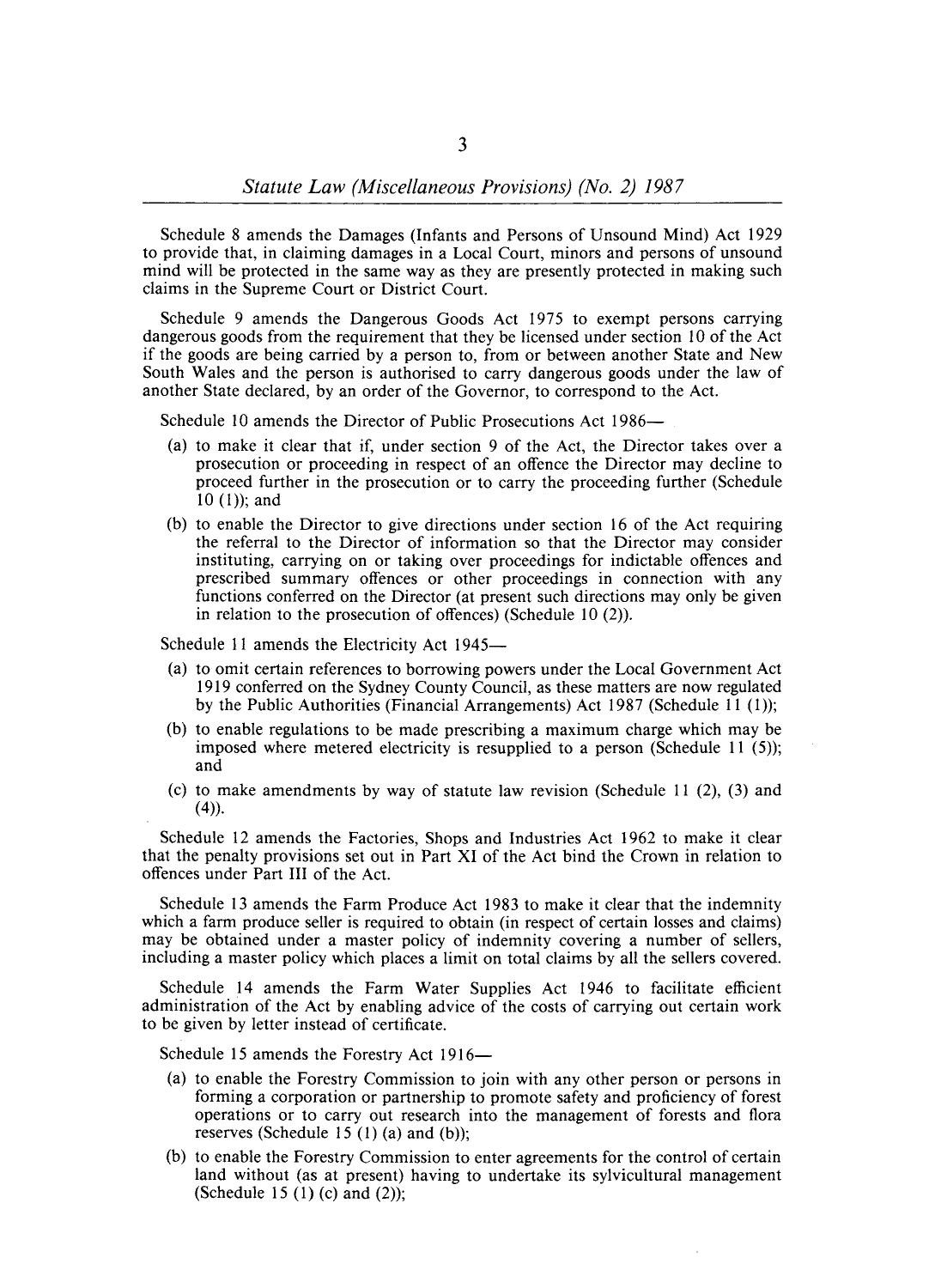Schedule 8 amends the Damages (Infants and Persons of Unsound Mind) Act 1929 to provide that, in claiming damages in a Local Court, minors and persons of unsound mind will be protected in the same way as they are presently protected in making such claims in the Supreme Court or District Court.

Schedule 9 amends the Dangerous Goods Act 1975 to exempt persons carrying dangerous goods from the requirement that they be licensed under section 10 of the Act if the goods are being carried by a person to, from or between another State and New South Wales and the person is authorised to carry dangerous goods under the law of another State declared, by an order of the Governor, to correspond to the Act.

Schedule 10 amends the Director of Public Prosecutions Act 1986—

(a) to make it clear that if, under section 9 of the Act, the Director takes over a prosecution or proceeding in respect of an offence the Director may decline to proceed further in the prosecution or to carry the proceeding further (Schedule 10 (1)); and

(b) to enable the Director to give directions under section 16 of the Act requiring the referral to the Director of information so that the Director may consider instituting, carrying on or taking over proceedings for indictable offences and prescribed summary offences or other proceedings in connection with any functions conferred on the Director (at present such directions may only be given in relation to the prosecution of offences) (Schedule 10 (2)).

Schedule 11 amends the Electricity Act 1945—

(a) to omit certain references to borrowing powers under the Local Government Act 1919 conferred on the Sydney County Council, as these matters are now regulated by the Public Authorities (Financial Arrangements) Act 1987 (Schedule 11 (1));

(b) to enable regulations to be made prescribing a maximum charge which may be imposed where metered electricity is resupplied to a person (Schedule 11 (5)); and

(c) to make amendments by way of statute law revision (Schedule 11 (2), (3) and (4)).

Schedule 12 amends the Factories, Shops and Industries Act 1962 to make it clear that the penalty provisions set out in Part XI of the Act bind the Crown in relation to offences under Part III of the Act.

Schedule 13 amends the Farm Produce Act 1983 to make it clear that the indemnity which a farm produce seller is required to obtain (in respect of certain losses and claims) may be obtained under a master policy of indemnity covering a number of sellers, including a master policy which places a limit on total claims by all the sellers covered.

Schedule 14 amends the Farm Water Supplies Act 1946 to facilitate efficient administration of the Act by enabling advice of the costs of carrying out certain work to be given by letter instead of certificate.

Schedule 15 amends the Forestry Act 1916—

(a) to enable the Forestry Commission to join with any other person or persons in forming a corporation or partnership to promote safety and proficiency of forest operations or to carry out research into the management of forests and flora reserves (Schedule 15 (1) (a) and (b));

(b) to enable the Forestry Commission to enter agreements for the control of certain land without (as at present) having to undertake its sylvicultural management (Schedule 15 (1) (c) and (2));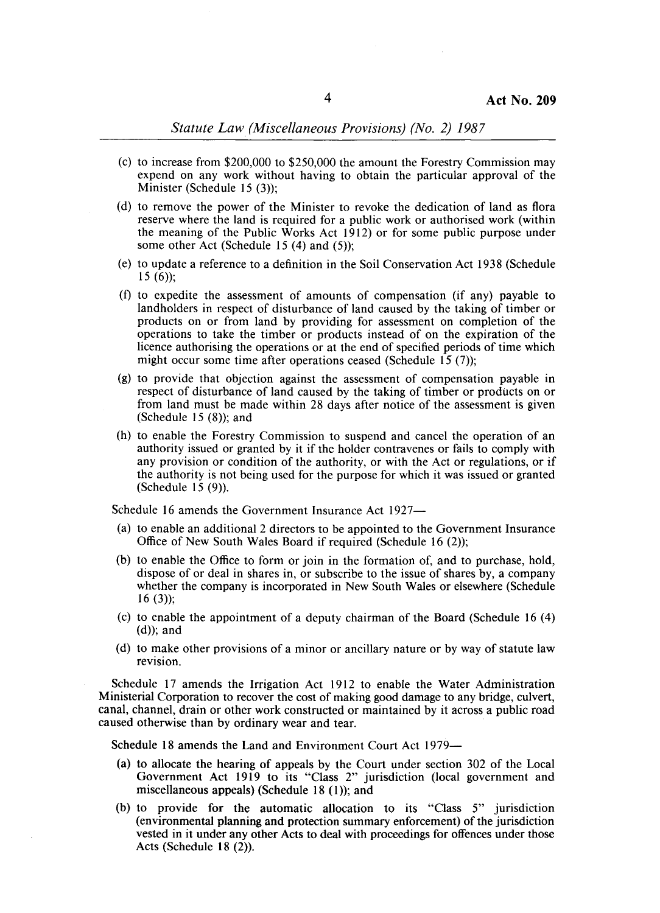(c) to increase from $200,000 to $250,000 the amount the Forestry Commission may expend on any work without having to obtain the particular approval of the Minister (Schedule 15 (3));

(d) to remove the power of the Minister to revoke the dedication of land as flora reserve where the land is required for a public work or authorised work (within the meaning of the Public Works Act 1912) or for some public purpose under some other Act (Schedule 15 (4) and (5));

(e) to update a reference to a definition in the Soil Conservation Act 1938 (Schedule 15 (6));

(f) to expedite the assessment of amounts of compensation (if any) payable to landholders in respect of disturbance of land caused by the taking of timber or products on or from land by providing for assessment on completion of the operations to take the timber or products instead of on the expiration of the licence authorising the operations or at the end of specified periods of time which might occur some time after operations ceased (Schedule 15 (7));

(g) to provide that objection against the assessment of compensation payable in respect of disturbance of land caused by the taking of timber or products on or from land must be made within 28 days after notice of the assessment is given (Schedule 15 (8)); and

(h) to enable the Forestry Commission to suspend and cancel the operation of an authority issued or granted by it if the holder contravenes or fails to comply with any provision or condition of the authority, or with the Act or regulations, or if the authority is not being used for the purpose for which it was issued or granted (Schedule 15 (9)).

Schedule 16 amends the Government Insurance Act 1927—

(a) to enable an additional 2 directors to be appointed to the Government Insurance Office of New South Wales Board if required (Schedule 16 (2));

(b) to enable the Office to form or join in the formation of, and to purchase, hold, dispose of or deal in shares in, or subscribe to the issue of shares by, a company whether the company is incorporated in New South Wales or elsewhere (Schedule 16 (3));

(c) to enable the appointment of a deputy chairman of the Board (Schedule 16 (4) (d)); and

(d) to make other provisions of a minor or ancillary nature or by way of statute law revision.

Schedule 17 amends the Irrigation Act 1912 to enable the Water Administration Ministerial Corporation to recover the cost of making good damage to any bridge, culvert, canal, channel, drain or other work constructed or maintained by it across a public road caused otherwise than by ordinary wear and tear.

Schedule 18 amends the Land and Environment Court Act 1979—

(a) to allocate the hearing of appeals by the Court under section 302 of the Local Government Act 1919 to its "Class 2" jurisdiction (local government and miscellaneous appeals) (Schedule 18 (1)); and

(b) to provide for the automatic allocation to its "Class 5" jurisdiction (environmental planning and protection summary enforcement) of the jurisdiction vested in it under any other Acts to deal with proceedings for offences under those Acts (Schedule 18 (2)).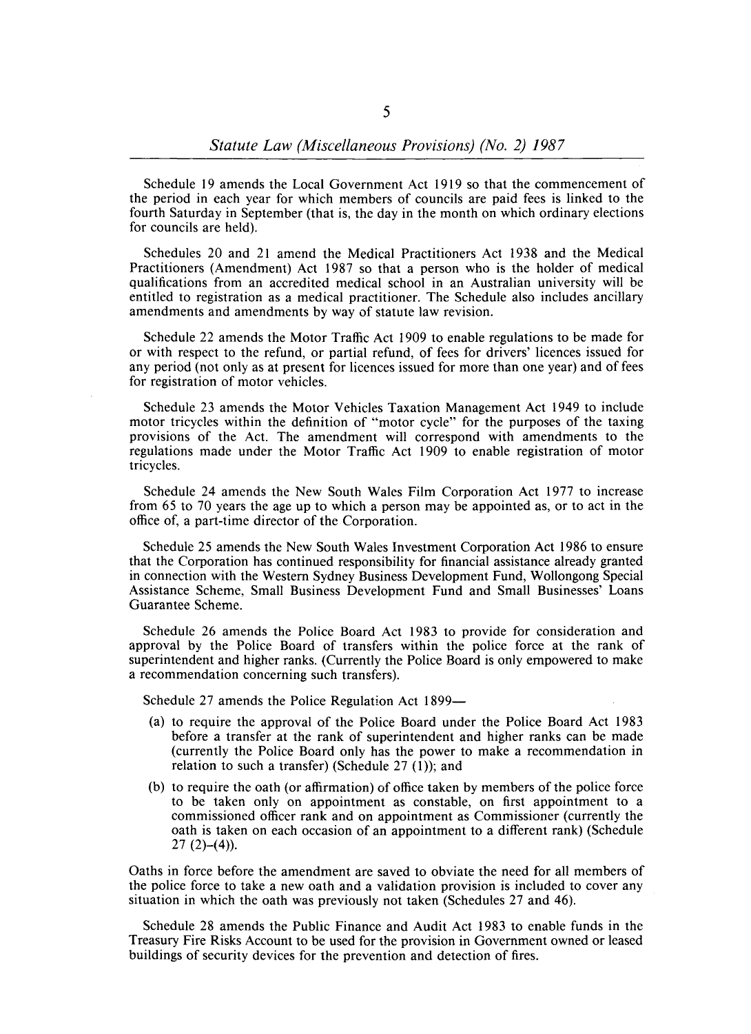Schedule 19 amends the Local Government Act 1919 so that the commencement of the period in each year for which members of councils are paid fees is linked to the fourth Saturday in September (that is, the day in the month on which ordinary elections for councils are held).

Schedules 20 and 21 amend the Medical Practitioners Act 1938 and the Medical Practitioners (Amendment) Act 1987 so that a person who is the holder of medical qualifications from an accredited medical school in an Australian university will be entitled to registration as a medical practitioner. The Schedule also includes ancillary amendments and amendments by way of statute law revision.

Schedule 22 amends the Motor Traffic Act 1909 to enable regulations to be made for or with respect to the refund, or partial refund, of fees for drivers' licences issued for any period (not only as at present for licences issued for more than one year) and of fees for registration of motor vehicles.

Schedule 23 amends the Motor Vehicles Taxation Management Act 1949 to include motor tricycles within the definition of "motor cycle" for the purposes of the taxing provisions of the Act. The amendment will correspond with amendments to the regulations made under the Motor Traffic Act 1909 to enable registration of motor tricycles.

Schedule 24 amends the New South Wales Film Corporation Act 1977 to increase from 65 to 70 years the age up to which a person may be appointed as, or to act in the office of, a part-time director of the Corporation.

Schedule 25 amends the New South Wales Investment Corporation Act 1986 to ensure that the Corporation has continued responsibility for financial assistance already granted in connection with the Western Sydney Business Development Fund, Wollongong Special Assistance Scheme, Small Business Development Fund and Small Businesses' Loans Guarantee Scheme.

Schedule 26 amends the Police Board Act 1983 to provide for consideration and approval by the Police Board of transfers within the police force at the rank of superintendent and higher ranks. (Currently the Police Board is only empowered to make a recommendation concerning such transfers).

Schedule 27 amends the Police Regulation Act 1899—

(a) to require the approval of the Police Board under the Police Board Act 1983 before a transfer at the rank of superintendent and higher ranks can be made (currently the Police Board only has the power to make a recommendation in relation to such a transfer) (Schedule 27 (1)); and

(b) to require the oath (or affirmation) of office taken by members of the police force to be taken only on appointment as constable, on first appointment to a commissioned officer rank and on appointment as Commissioner (currently the oath is taken on each occasion of an appointment to a different rank) (Schedule 27 (2)–(4)).

Oaths in force before the amendment are saved to obviate the need for all members of the police force to take a new oath and a validation provision is included to cover any situation in which the oath was previously not taken (Schedules 27 and 46).

Schedule 28 amends the Public Finance and Audit Act 1983 to enable funds in the Treasury Fire Risks Account to be used for the provision in Government owned or leased buildings of security devices for the prevention and detection of fires.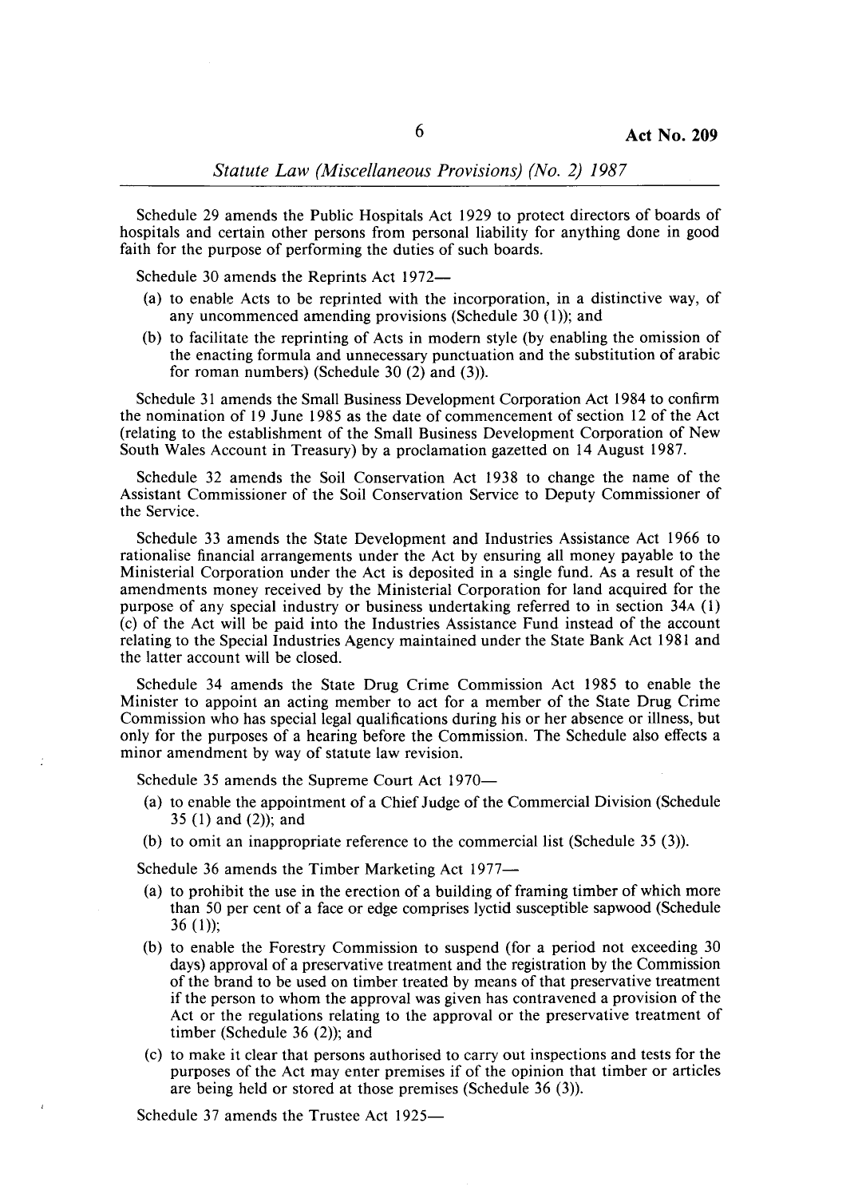Schedule 29 amends the Public Hospitals Act 1929 to protect directors of boards of hospitals and certain other persons from personal liability for anything done in good faith for the purpose of performing the duties of such boards.

Schedule 30 amends the Reprints Act 1972—

(a) to enable Acts to be reprinted with the incorporation, in a distinctive way, of any uncommenced amending provisions (Schedule 30 (1)); and

(b) to facilitate the reprinting of Acts in modern style (by enabling the omission of the enacting formula and unnecessary punctuation and the substitution of arabic for roman numbers) (Schedule 30 (2) and (3)).

Schedule 31 amends the Small Business Development Corporation Act 1984 to confirm the nomination of 19 June 1985 as the date of commencement of section 12 of the Act (relating to the establishment of the Small Business Development Corporation of New South Wales Account in Treasury) by a proclamation gazetted on 14 August 1987.

Schedule 32 amends the Soil Conservation Act 1938 to change the name of the Assistant Commissioner of the Soil Conservation Service to Deputy Commissioner of the Service.

Schedule 33 amends the State Development and Industries Assistance Act 1966 to rationalise financial arrangements under the Act by ensuring all money payable to the Ministerial Corporation under the Act is deposited in a single fund. As a result of the amendments money received by the Ministerial Corporation for land acquired for the purpose of any special industry or business undertaking referred to in section 34A (1) (c) of the Act will be paid into the Industries Assistance Fund instead of the account relating to the Special Industries Agency maintained under the State Bank Act 1981 and the latter account will be closed.

Schedule 34 amends the State Drug Crime Commission Act 1985 to enable the Minister to appoint an acting member to act for a member of the State Drug Crime Commission who has special legal qualifications during his or her absence or illness, but only for the purposes of a hearing before the Commission. The Schedule also effects a minor amendment by way of statute law revision.

Schedule 35 amends the Supreme Court Act 1970—

(a) to enable the appointment of a Chief Judge of the Commercial Division (Schedule 35 (1) and (2)); and

(b) to omit an inappropriate reference to the commercial list (Schedule 35 (3)).

Schedule 36 amends the Timber Marketing Act 1977—

(a) to prohibit the use in the erection of a building of framing timber of which more than 50 per cent of a face or edge comprises lyctid susceptible sapwood (Schedule 36 (1));

(b) to enable the Forestry Commission to suspend (for a period not exceeding 30 days) approval of a preservative treatment and the registration by the Commission of the brand to be used on timber treated by means of that preservative treatment if the person to whom the approval was given has contravened a provision of the Act or the regulations relating to the approval or the preservative treatment of timber (Schedule 36 (2)); and

(c) to make it clear that persons authorised to carry out inspections and tests for the purposes of the Act may enter premises if of the opinion that timber or articles are being held or stored at those premises (Schedule 36 (3)).

Schedule 37 amends the Trustee Act 1925—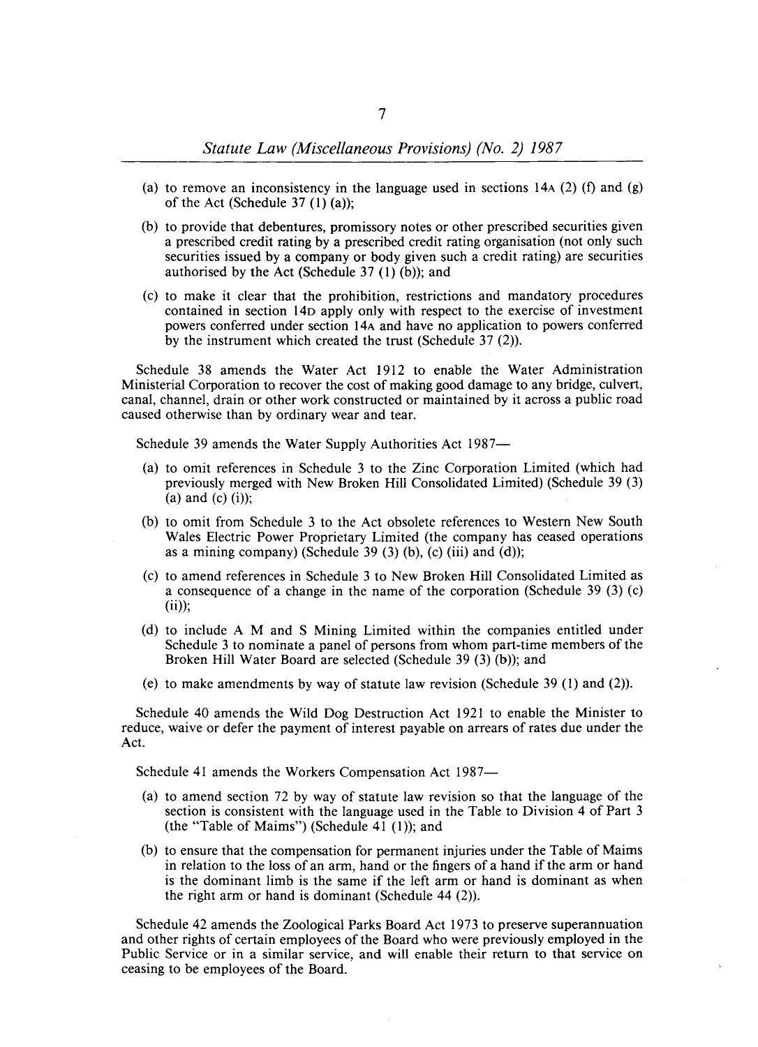(a) to remove an inconsistency in the language used in sections 14A (2) (f) and (g) of the Act (Schedule 37 (1) (a));

(b) to provide that debentures, promissory notes or other prescribed securities given a prescribed credit rating by a prescribed credit rating organisation (not only such securities issued by a company or body given such a credit rating) are securities authorised by the Act (Schedule 37 (1) (b)); and

(c) to make it clear that the prohibition, restrictions and mandatory procedures contained in section 14D apply only with respect to the exercise of investment powers conferred under section 14A and have no application to powers conferred by the instrument which created the trust (Schedule 37 (2)).

Schedule 38 amends the Water Act 1912 to enable the Water Administration Ministerial Corporation to recover the cost of making good damage to any bridge, culvert, canal, channel, drain or other work constructed or maintained by it across a public road caused otherwise than by ordinary wear and tear.

Schedule 39 amends the Water Supply Authorities Act 1987—

(a) to omit references in Schedule 3 to the Zinc Corporation Limited (which had previously merged with New Broken Hill Consolidated Limited) (Schedule 39 (3) (a) and (c) (i));

(b) to omit from Schedule 3 to the Act obsolete references to Western New South Wales Electric Power Proprietary Limited (the company has ceased operations as a mining company) (Schedule 39 (3) (b), (c) (iii) and (d));

(c) to amend references in Schedule 3 to New Broken Hill Consolidated Limited as a consequence of a change in the name of the corporation (Schedule 39 (3) (c) (ii));

(d) to include A M and S Mining Limited within the companies entitled under Schedule 3 to nominate a panel of persons from whom part-time members of the Broken Hill Water Board are selected (Schedule 39 (3) (b)); and

(e) to make amendments by way of statute law revision (Schedule 39 (1) and (2)).

Schedule 40 amends the Wild Dog Destruction Act 1921 to enable the Minister to reduce, waive or defer the payment of interest payable on arrears of rates due under the Act.

Schedule 41 amends the Workers Compensation Act 1987—

(a) to amend section 72 by way of statute law revision so that the language of the section is consistent with the language used in the Table to Division 4 of Part 3 (the "Table of Maims") (Schedule 41 (1)); and

(b) to ensure that the compensation for permanent injuries under the Table of Maims in relation to the loss of an arm, hand or the fingers of a hand if the arm or hand is the dominant limb is the same if the left arm or hand is dominant as when the right arm or hand is dominant (Schedule 44 (2)).

Schedule 42 amends the Zoological Parks Board Act 1973 to preserve superannuation and other rights of certain employees of the Board who were previously employed in the Public Service or in a similar service, and will enable their return to that service on ceasing to be employees of the Board.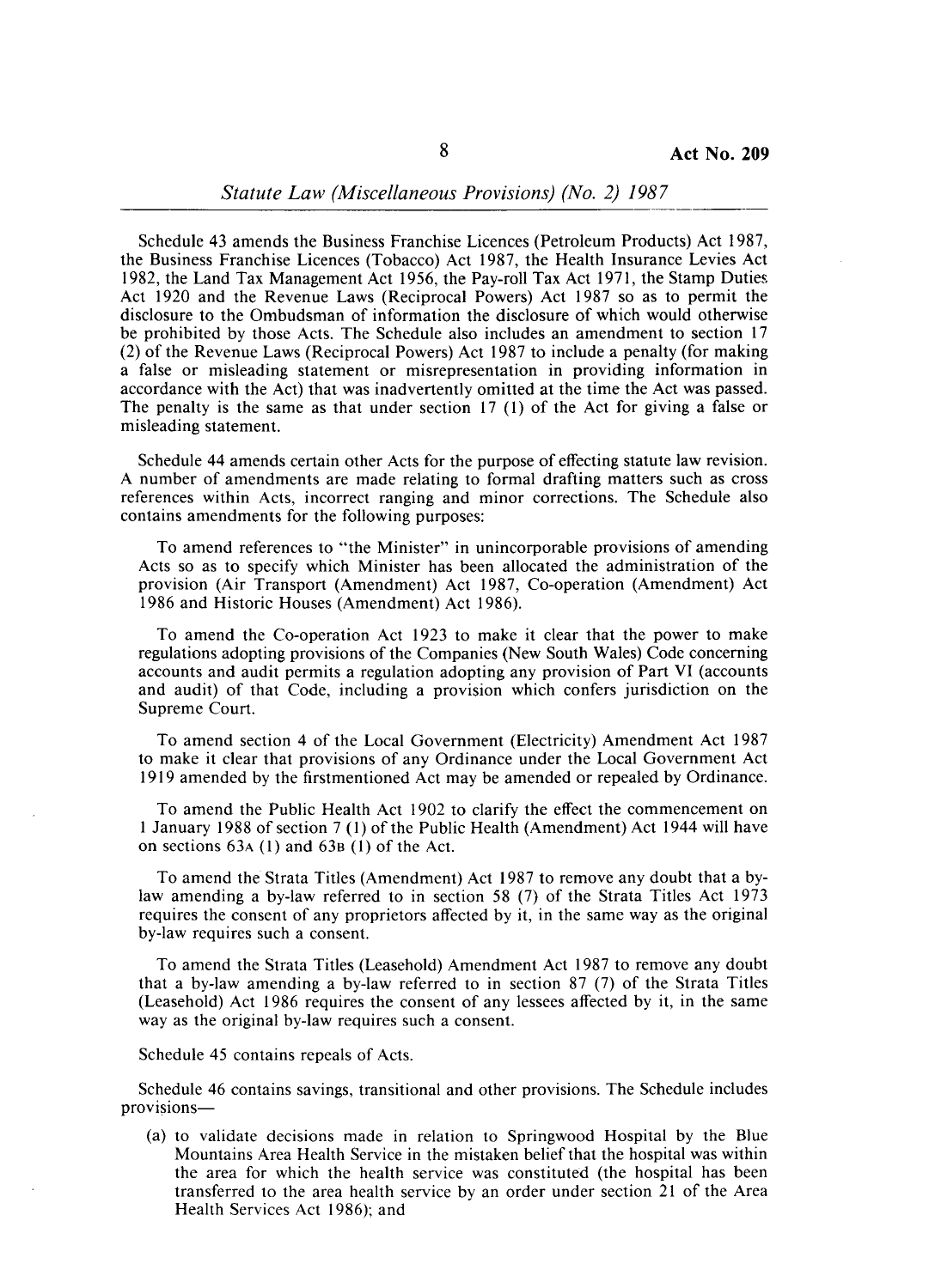Schedule 43 amends the Business Franchise Licences (Petroleum Products) Act 1987, the Business Franchise Licences (Tobacco) Act 1987, the Health Insurance Levies Act 1982, the Land Tax Management Act 1956, the Pay-roll Tax Act 1971, the Stamp Duties Act 1920 and the Revenue Laws (Reciprocal Powers) Act 1987 so as to permit the disclosure to the Ombudsman of information the disclosure of which would otherwise be prohibited by those Acts. The Schedule also includes an amendment to section 17 (2) of the Revenue Laws (Reciprocal Powers) Act 1987 to include a penalty (for making a false or misleading statement or misrepresentation in providing information in accordance with the Act) that was inadvertently omitted at the time the Act was passed. The penalty is the same as that under section 17 (1) of the Act for giving a false or misleading statement.

Schedule 44 amends certain other Acts for the purpose of effecting statute law revision. A number of amendments are made relating to formal drafting matters such as cross references within Acts, incorrect ranging and minor corrections. The Schedule also contains amendments for the following purposes:

To amend references to "the Minister" in unincorporable provisions of amending Acts so as to specify which Minister has been allocated the administration of the provision (Air Transport (Amendment) Act 1987, Co-operation (Amendment) Act 1986 and Historic Houses (Amendment) Act 1986).

To amend the Co-operation Act 1923 to make it clear that the power to make regulations adopting provisions of the Companies (New South Wales) Code concerning accounts and audit permits a regulation adopting any provision of Part VI (accounts and audit) of that Code, including a provision which confers jurisdiction on the Supreme Court.

To amend section 4 of the Local Government (Electricity) Amendment Act 1987 to make it clear that provisions of any Ordinance under the Local Government Act 1919 amended by the firstmentioned Act may be amended or repealed by Ordinance.

To amend the Public Health Act 1902 to clarify the effect the commencement on 1 January 1988 of section 7 (1) of the Public Health (Amendment) Act 1944 will have on sections 63A (1) and 63B (1) of the Act.

To amend the Strata Titles (Amendment) Act 1987 to remove any doubt that a by-law amending a by-law referred to in section 58 (7) of the Strata Titles Act 1973 requires the consent of any proprietors affected by it, in the same way as the original by-law requires such a consent.

To amend the Strata Titles (Leasehold) Amendment Act 1987 to remove any doubt that a by-law amending a by-law referred to in section 87 (7) of the Strata Titles (Leasehold) Act 1986 requires the consent of any lessees affected by it, in the same way as the original by-law requires such a consent.

Schedule 45 contains repeals of Acts.

Schedule 46 contains savings, transitional and other provisions. The Schedule includes provisions—

(a) to validate decisions made in relation to Springwood Hospital by the Blue Mountains Area Health Service in the mistaken belief that the hospital was within the area for which the health service was constituted (the hospital has been transferred to the area health service by an order under section 21 of the Area Health Services Act 1986); and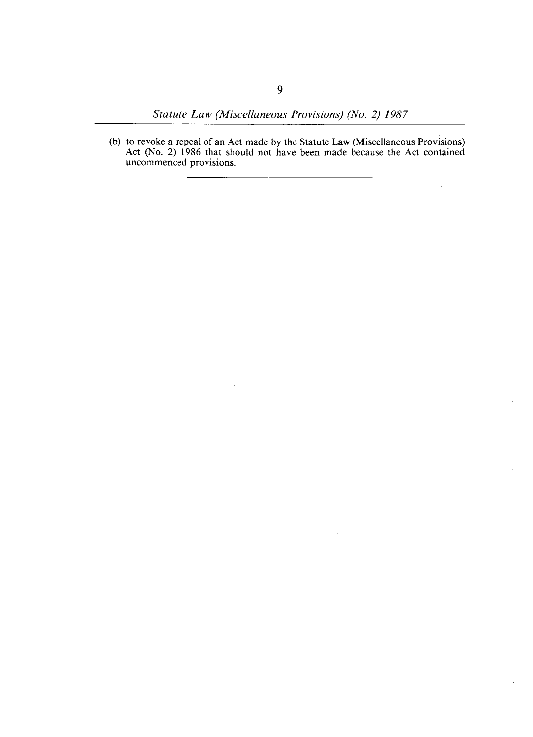(b) to revoke a repeal of an Act made by the Statute Law (Miscellaneous Provisions) Act (No. 2) 1986 that should not have been made because the Act contained uncommenced provisions.